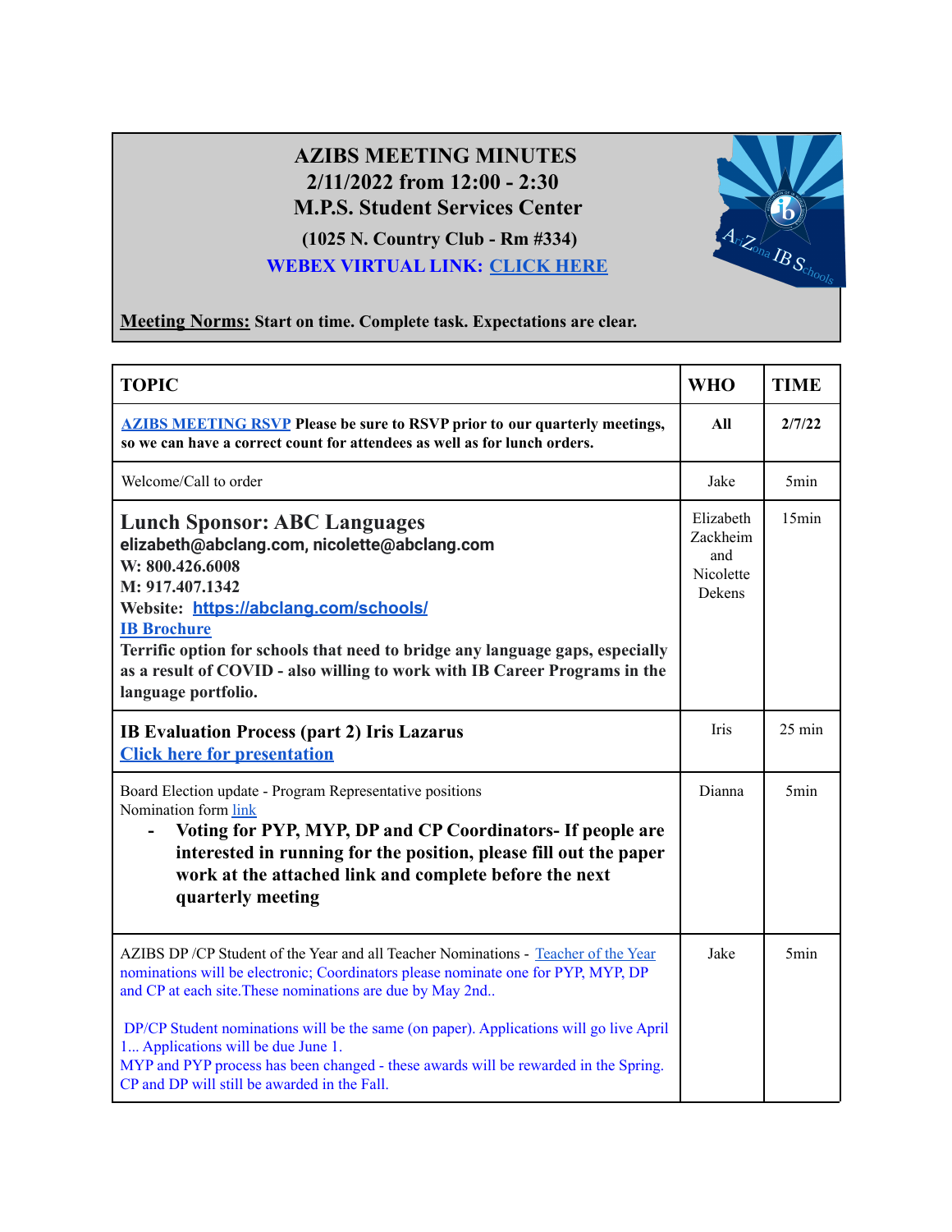# AZIBS MEETING MINUTES
## 2/11/2022 from 12:00 - 2:30
## M.P.S. Student Services Center

**(1025 N. Country Club - Rm #334)**

**WEBEX VIRTUAL LINK: CLICK HERE**

**Meeting Norms:** **Start on time. Complete task. Expectations are clear.**

| TOPIC | WHO | TIME |
|---|---|---|
| **AZIBS MEETING RSVP Please be sure to RSVP prior to our quarterly meetings, so we can have a correct count for attendees as well as for lunch orders.** | **All** | **2/7/22** |
| Welcome/Call to order | Jake | 5min |
| **Lunch Sponsor: ABC Languages**<br>**elizabeth@abclang.com, nicolette@abclang.com**<br>**W: 800.426.6008**<br>**M: 917.407.1342**<br>**Website: https://abclang.com/schools/**<br>**IB Brochure**<br>**Terrific option for schools that need to bridge any language gaps, especially as a result of COVID - also willing to work with IB Career Programs in the language portfolio.** | Elizabeth Zackheim and Nicolette Dekens | 15min |
| **IB Evaluation Process (part 2) Iris Lazarus**<br>**Click here for presentation** | Iris | 25 min |
| Board Election update - Program Representative positions<br>Nomination form link<br>- **Voting for PYP, MYP, DP and CP Coordinators- If people are interested in running for the position, please fill out the paper work at the attached link and complete before the next quarterly meeting** | Dianna | 5min |
| AZIBS DP /CP Student of the Year and all Teacher Nominations - Teacher of the Year nominations will be electronic; Coordinators please nominate one for PYP, MYP, DP and CP at each site.These nominations are due by May 2nd..<br><br>DP/CP Student nominations will be the same (on paper). Applications will go live April 1... Applications will be due June 1.<br>MYP and PYP process has been changed - these awards will be rewarded in the Spring. CP and DP will still be awarded in the Fall. | Jake | 5min |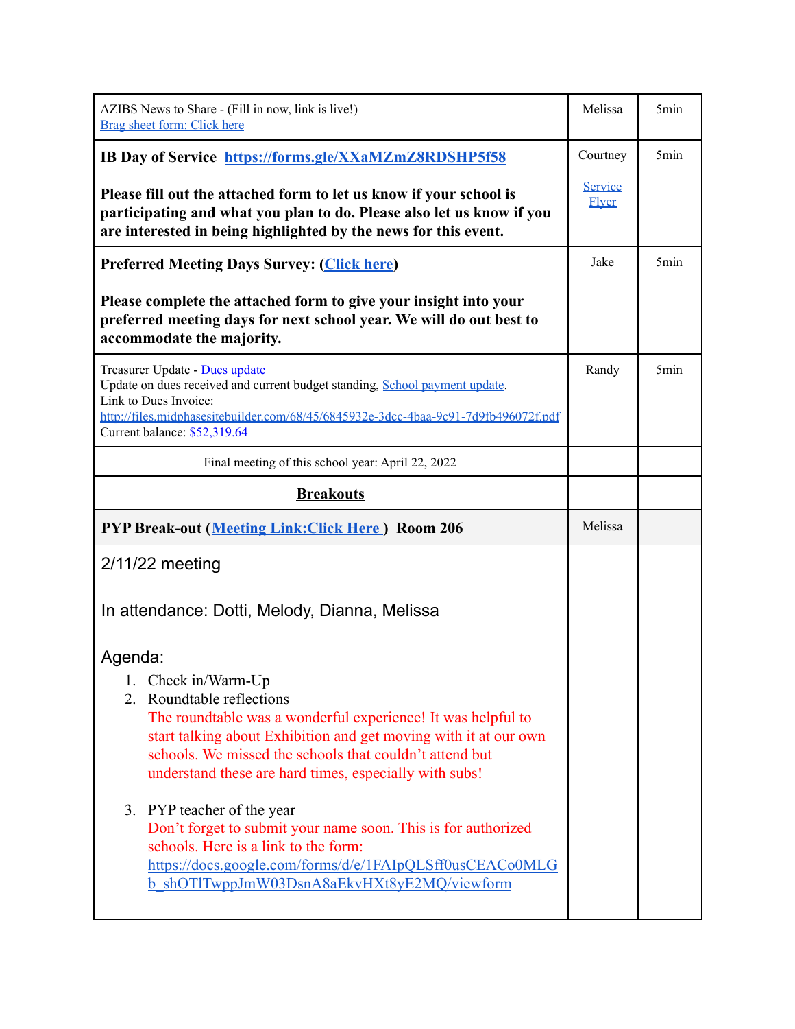| | | |
|---|---|---|
| AZIBS News to Share - (Fill in now, link is live!)<br>Brag sheet form: Click here | Melissa | 5min |
| **IB Day of Service https://forms.gle/XXaMZmZ8RDSHP5f58**<br><br>**Please fill out the attached form to let us know if your school is participating and what you plan to do. Please also let us know if you are interested in being highlighted by the news for this event.** | Courtney<br><br>Service Flyer | 5min |
| **Preferred Meeting Days Survey: (Click here)**<br><br>**Please complete the attached form to give your insight into your preferred meeting days for next school year. We will do out best to accommodate the majority.** | Jake | 5min |
| Treasurer Update - Dues update<br>Update on dues received and current budget standing, School payment update.<br>Link to Dues Invoice:<br>http://files.midphasesitebuilder.com/68/45/6845932e-3dcc-4baa-9c91-7d9fb496072f.pdf<br>Current balance: $52,319.64 | Randy | 5min |
| Final meeting of this school year: April 22, 2022 | | |
| **Breakouts** | | |
| **PYP Break-out (Meeting Link:Click Here ) Room 206** | Melissa | |
| 2/11/22 meeting<br><br>In attendance: Dotti, Melody, Dianna, Melissa<br><br>Agenda:<br>1. Check in/Warm-Up<br>2. Roundtable reflections<br>The roundtable was a wonderful experience! It was helpful to start talking about Exhibition and get moving with it at our own schools. We missed the schools that couldn't attend but understand these are hard times, especially with subs!<br><br>3. PYP teacher of the year<br>Don't forget to submit your name soon. This is for authorized schools. Here is a link to the form:<br>https://docs.google.com/forms/d/e/1FAIpQLSff0usCEACo0MLGb_shOTlTwppJmW03DsnA8aEkvHXt8yE2MQ/viewform | | |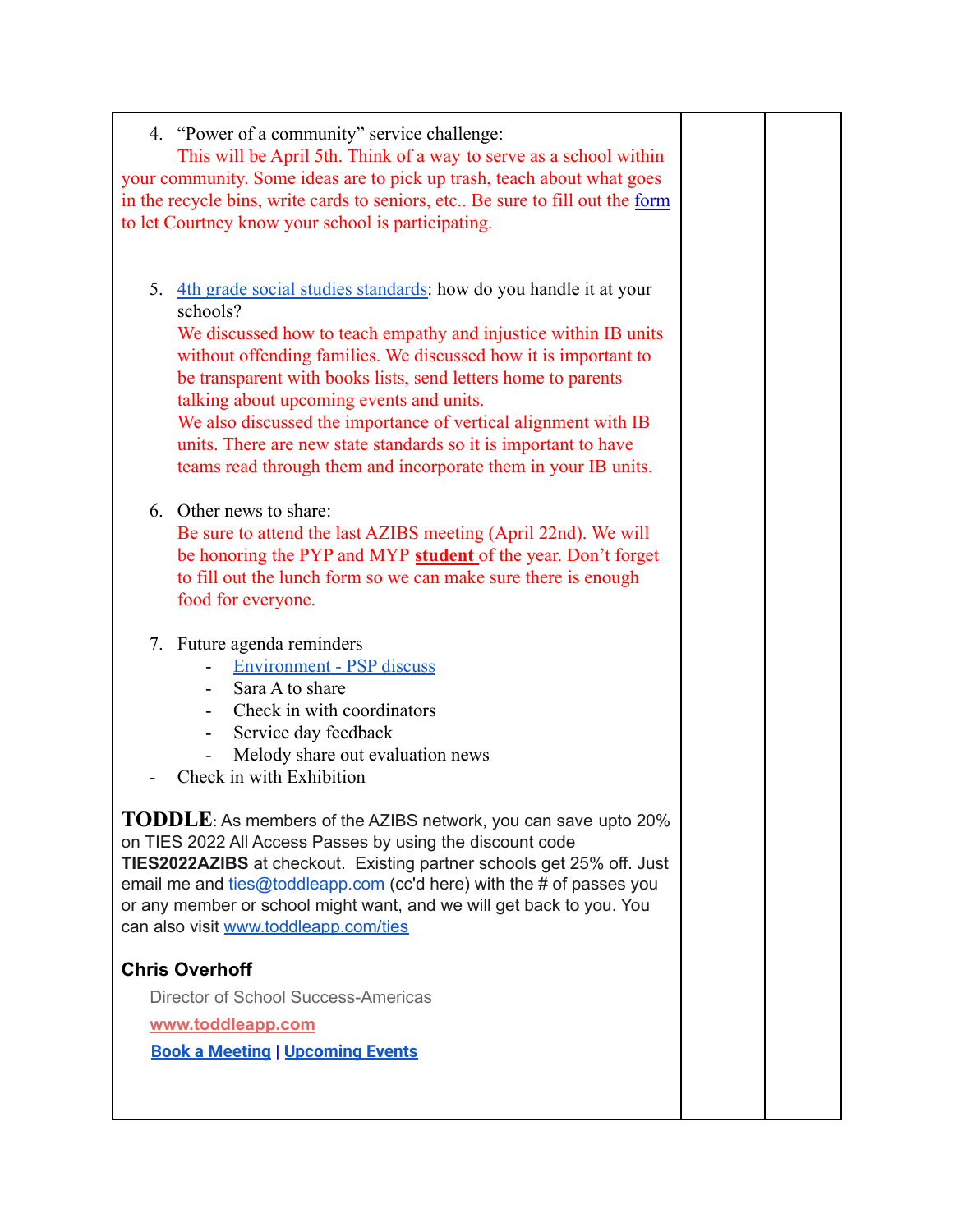| | | |
|---|---|---|
| 4. "Power of a community" service challenge: This will be April 5th. Think of a way to serve as a school within your community. Some ideas are to pick up trash, teach about what goes in the recycle bins, write cards to seniors, etc.. Be sure to fill out the form to let Courtney know your school is participating.<br><br>5. 4th grade social studies standards: how do you handle it at your schools? We discussed how to teach empathy and injustice within IB units without offending families. We discussed how it is important to be transparent with books lists, send letters home to parents talking about upcoming events and units. We also discussed the importance of vertical alignment with IB units. There are new state standards so it is important to have teams read through them and incorporate them in your IB units.<br><br>6. Other news to share: Be sure to attend the last AZIBS meeting (April 22nd). We will be honoring the PYP and MYP **student** of the year. Don't forget to fill out the lunch form so we can make sure there is enough food for everyone.<br><br>7. Future agenda reminders<br>- Environment - PSP discuss<br>- Sara A to share<br>- Check in with coordinators<br>- Service day feedback<br>- Melody share out evaluation news<br>- Check in with Exhibition<br><br>**TODDLE**: As members of the AZIBS network, you can save upto 20% on TIES 2022 All Access Passes by using the discount code **TIES2022AZIBS** at checkout. Existing partner schools get 25% off. Just email me and ties@toddleapp.com (cc'd here) with the # of passes you or any member or school might want, and we will get back to you. You can also visit www.toddleapp.com/ties<br><br>**Chris Overhoff**<br>Director of School Success-Americas<br>**www.toddleapp.com**<br>**Book a Meeting** \| **Upcoming Events** | | |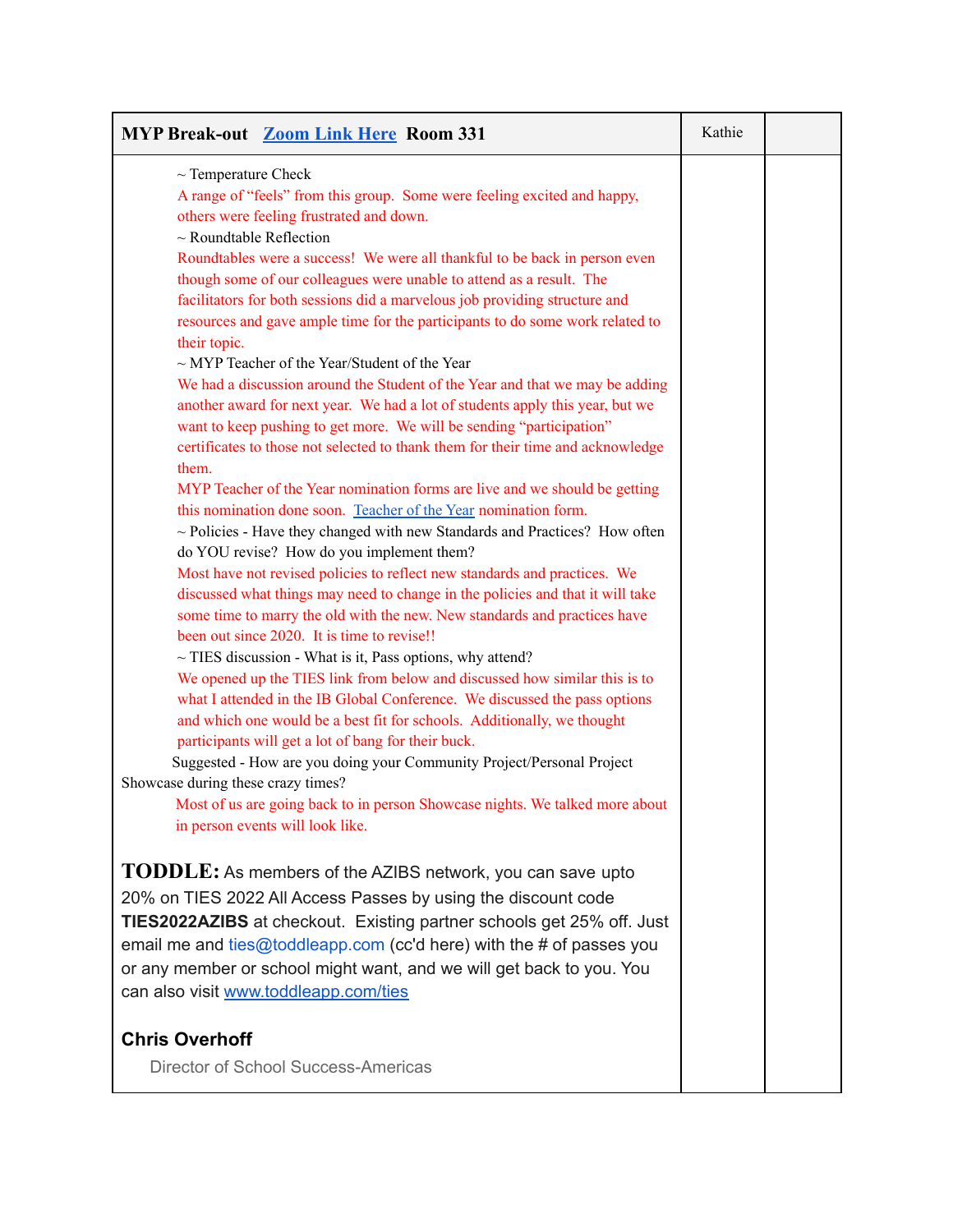| MYP Break-out [Zoom Link Here](#) Room 331 | Kathie | |
|---|---|---|
| ~ Temperature Check<br>A range of "feels" from this group. Some were feeling excited and happy, others were feeling frustrated and down.<br>~ Roundtable Reflection<br>Roundtables were a success! We were all thankful to be back in person even though some of our colleagues were unable to attend as a result. The facilitators for both sessions did a marvelous job providing structure and resources and gave ample time for the participants to do some work related to their topic.<br>~ MYP Teacher of the Year/Student of the Year<br>We had a discussion around the Student of the Year and that we may be adding another award for next year. We had a lot of students apply this year, but we want to keep pushing to get more. We will be sending "participation" certificates to those not selected to thank them for their time and acknowledge them.<br>MYP Teacher of the Year nomination forms are live and we should be getting this nomination done soon. [Teacher of the Year](#) nomination form.<br>~ Policies - Have they changed with new Standards and Practices? How often do YOU revise? How do you implement them?<br>Most have not revised policies to reflect new standards and practices. We discussed what things may need to change in the policies and that it will take some time to marry the old with the new. New standards and practices have been out since 2020. It is time to revise!!<br>~ TIES discussion - What is it, Pass options, why attend?<br>We opened up the TIES link from below and discussed how similar this is to what I attended in the IB Global Conference. We discussed the pass options and which one would be a best fit for schools. Additionally, we thought participants will get a lot of bang for their buck.<br>Suggested - How are you doing your Community Project/Personal Project Showcase during these crazy times?<br>Most of us are going back to in person Showcase nights. We talked more about in person events will look like.<br><br>**TODDLE:** As members of the AZIBS network, you can save upto 20% on TIES 2022 All Access Passes by using the discount code **TIES2022AZIBS** at checkout. Existing partner schools get 25% off. Just email me and ties@toddleapp.com (cc'd here) with the # of passes you or any member or school might want, and we will get back to you. You can also visit [www.toddleapp.com/ties](http://www.toddleapp.com/ties)<br><br>**Chris Overhoff**<br>Director of School Success-Americas | | |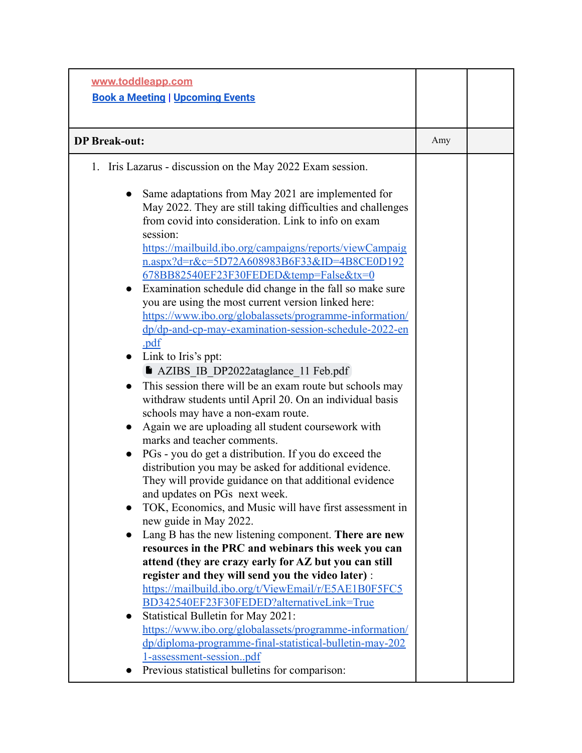| [www.toddleapp.com](http://www.toddleapp.com)<br>[Book a Meeting](#) \| [Upcoming Events](#) | | |
|---|---|---|
| **DP Break-out:** | Amy | |
| 1. Iris Lazarus - discussion on the May 2022 Exam session.<br><br>• Same adaptations from May 2021 are implemented for May 2022. They are still taking difficulties and challenges from covid into consideration. Link to info on exam session: https://mailbuild.ibo.org/campaigns/reports/viewCampaign.aspx?d=r&c=5D72A608983B6F33&ID=4B8CE0D192678BB82540EF23F30FEDED&temp=False&tx=0<br>• Examination schedule did change in the fall so make sure you are using the most current version linked here: https://www.ibo.org/globalassets/programme-information/dp/dp-and-cp-may-examination-session-schedule-2022-en.pdf<br>• Link to Iris's ppt: AZIBS_IB_DP2022ataglance_11 Feb.pdf<br>• This session there will be an exam route but schools may withdraw students until April 20. On an individual basis schools may have a non-exam route.<br>• Again we are uploading all student coursework with marks and teacher comments.<br>• PGs - you do get a distribution. If you do exceed the distribution you may be asked for additional evidence. They will provide guidance on that additional evidence and updates on PGs next week.<br>• TOK, Economics, and Music will have first assessment in new guide in May 2022.<br>• Lang B has the new listening component. **There are new resources in the PRC and webinars this week you can attend (they are crazy early for AZ but you can still register and they will send you the video later)** : https://mailbuild.ibo.org/t/ViewEmail/r/E5AE1B0F5FC5BD342540EF23F30FEDED?alternativeLink=True<br>• Statistical Bulletin for May 2021: https://www.ibo.org/globalassets/programme-information/dp/diploma-programme-final-statistical-bulletin-may-2021-assessment-session..pdf<br>• Previous statistical bulletins for comparison: | | |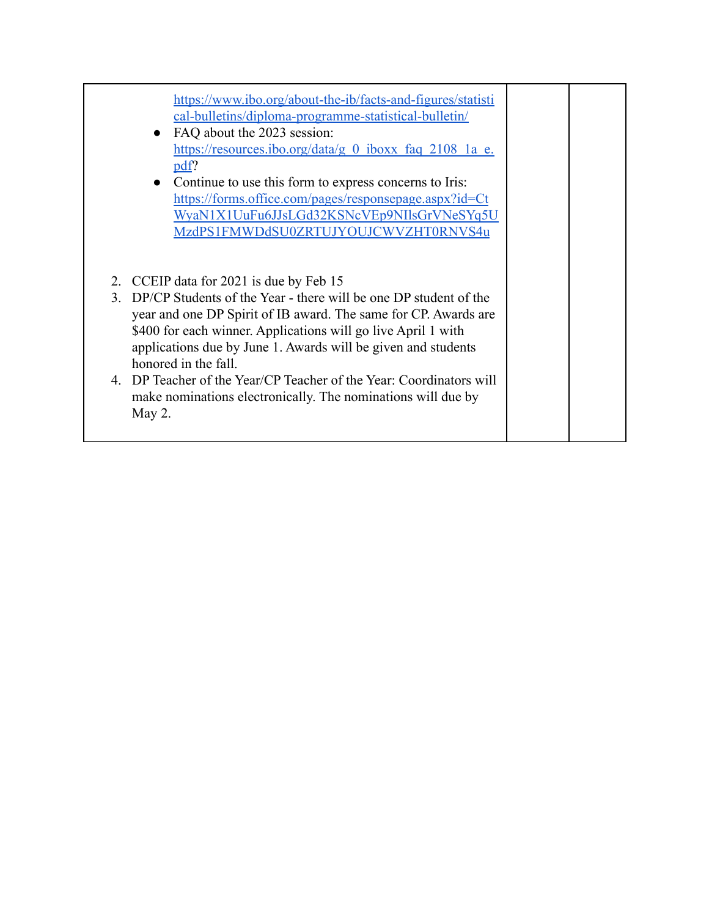| | | |
|---|---|---|
| https://www.ibo.org/about-the-ib/facts-and-figures/statistical-bulletins/diploma-programme-statistical-bulletin/<br>• FAQ about the 2023 session: https://resources.ibo.org/data/g_0_iboxx_faq_2108_1a_e.pdf?<br>• Continue to use this form to express concerns to Iris: https://forms.office.com/pages/responsepage.aspx?id=CtWyaN1X1UuFu6JJsLGd32KSNcVEp9NIlsGrVNeSYq5UMzdPS1FMWDdSU0ZRTUJYOUJCWVZHT0RNVS4u<br><br>2. CCEIP data for 2021 is due by Feb 15<br>3. DP/CP Students of the Year - there will be one DP student of the year and one DP Spirit of IB award. The same for CP. Awards are $400 for each winner. Applications will go live April 1 with applications due by June 1. Awards will be given and students honored in the fall.<br>4. DP Teacher of the Year/CP Teacher of the Year: Coordinators will make nominations electronically. The nominations will due by May 2. | | |